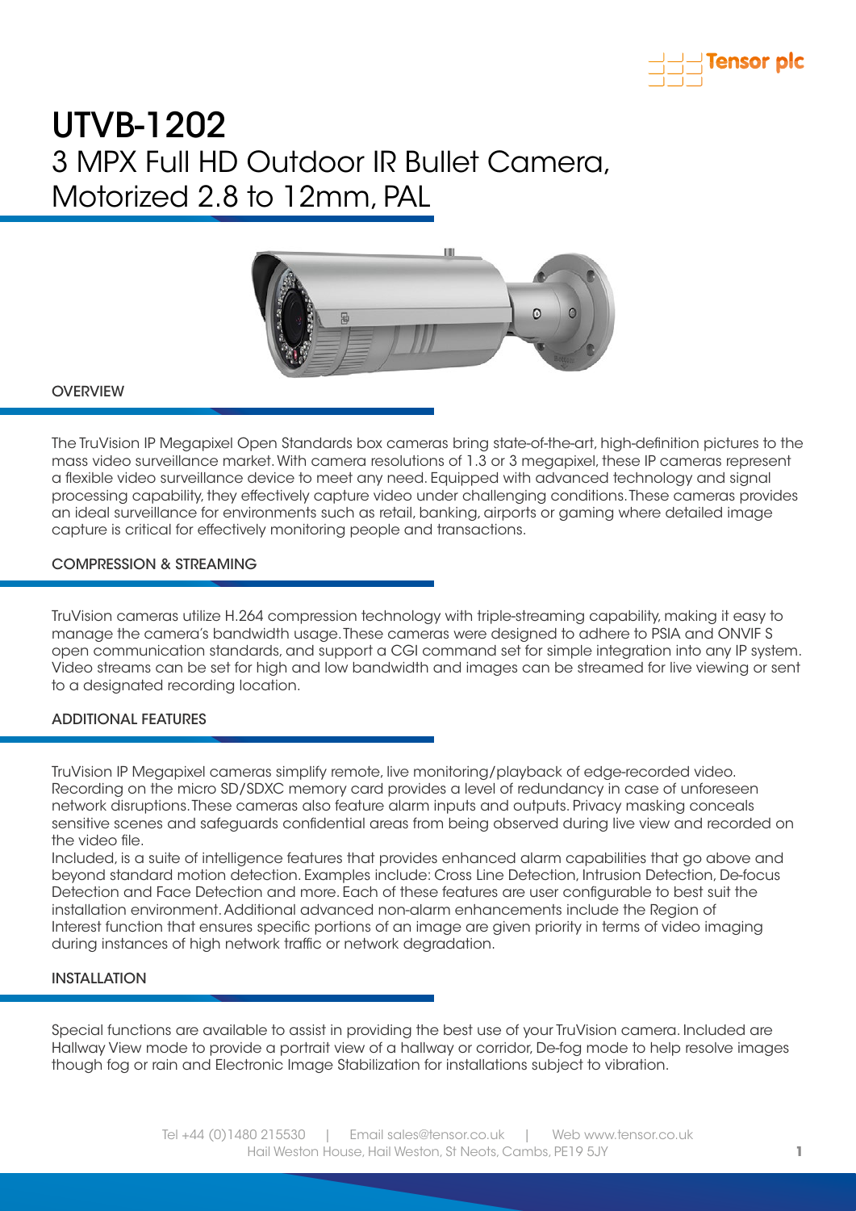# UTVB-1202

## 3 MPX Full HD Outdoor IR Bullet Camera, Motorized 2.8 to 12mm, PAL

### OVERVIEW

The TruVision IP Megapixel Open Standards box cameras bring state-of-the-art, high-definition pictures to the mass video surveillance market. With camera resolutions of 1.3 or 3 megapixel, these IP cameras represent a flexible video surveillance device to meet any need. Equipped with advanced technology and signal processing capability, they effectively capture video under challenging conditions. These cameras provides an ideal surveillance for environments such as retail, banking, airports or gaming where detailed image capture is critical for effectively monitoring people and transactions.

### COMPRESSION & STREAMING

TruVision cameras utilize H.264 compression technology with triple-streaming capability, making it easy to manage the camera's bandwidth usage. These cameras were designed to adhere to PSIA and ONVIF S open communication standards, and support a CGI command set for simple integration into any IP system. Video streams can be set for high and low bandwidth and images can be streamed for live viewing or sent to a designated recording location.

### ADDITIONAL FEATURES

TruVision IP Megapixel cameras simplify remote, live monitoring/playback of edge-recorded video. Recording on the micro SD/SDXC memory card provides a level of redundancy in case of unforeseen network disruptions. These cameras also feature alarm inputs and outputs. Privacy masking conceals sensitive scenes and safeguards confidential areas from being observed during live view and recorded on the video file.

Included, is a suite of intelligence features that provides enhanced alarm capabilities that go above and beyond standard motion detection. Examples include: Cross Line Detection, Intrusion Detection, De-focus Detection and Face Detection and more. Each of these features are user configurable to best suit the installation environment. Additional advanced non-alarm enhancements include the Region of Interest function that ensures specific portions of an image are given priority in terms of video imaging during instances of high network traffic or network degradation.

### INSTALLATION

Special functions are available to assist in providing the best use of your TruVision camera. Included are Hallway View mode to provide a portrait view of a hallway or corridor, De-fog mode to help resolve images though fog or rain and Electronic Image Stabilization for installations subject to vibration.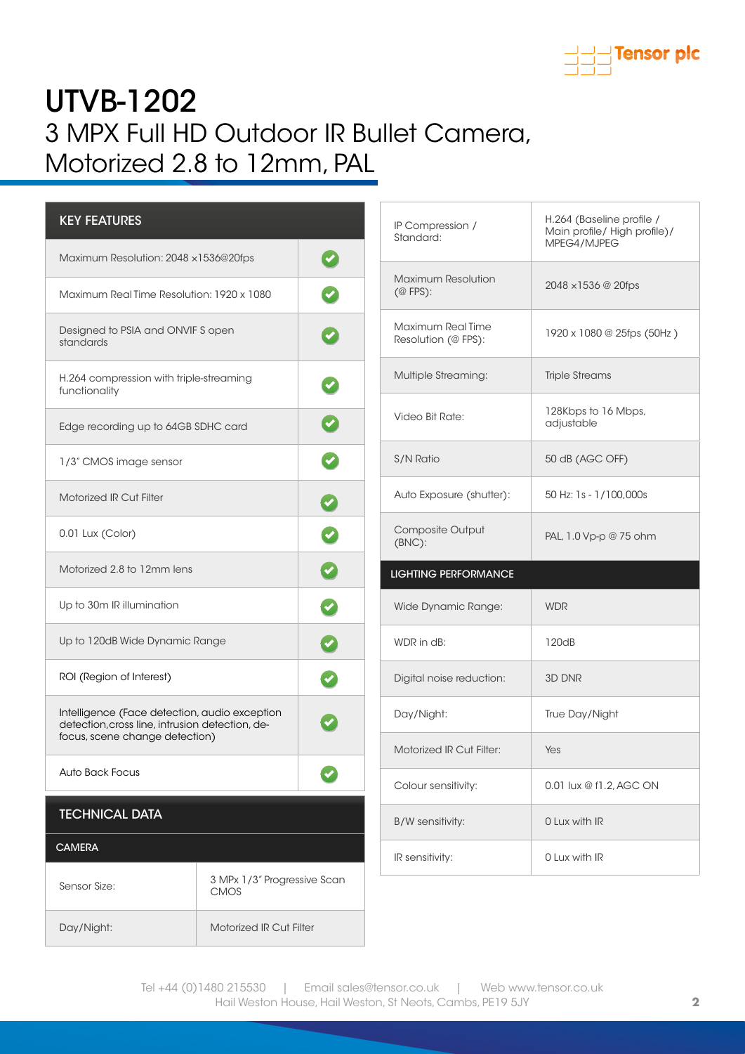// Unable to verify: Tensor plc logo (header) — omitted as running header

# UTVB-1202

## 3 MPX Full HD Outdoor IR Bullet Camera, Motorized 2.8 to 12mm, PAL

| KEY FEATURES | |
|---|---|
| Maximum Resolution: 2048 ×1536@20fps | ✔ |
| Maximum Real Time Resolution: 1920 x 1080 | ✔ |
| Designed to PSIA and ONVIF S open standards | ✔ |
| H.264 compression with triple-streaming functionality | ✔ |
| Edge recording up to 64GB SDHC card | ✔ |
| 1/3" CMOS image sensor | ✔ |
| Motorized IR Cut Filter | ✔ |
| 0.01 Lux (Color) | ✔ |
| Motorized 2.8 to 12mm lens | ✔ |
| Up to 30m IR illumination | ✔ |
| Up to 120dB Wide Dynamic Range | ✔ |
| ROI (Region of Interest) | ✔ |
| Intelligence (Face detection, audio exception detection,cross line, intrusion detection, de-focus, scene change detection) | ✔ |
| Auto Back Focus | ✔ |

## TECHNICAL DATA

| CAMERA | |
|---|---|
| Sensor Size: | 3 MPx 1/3" Progressive Scan CMOS |
| Day/Night: | Motorized IR Cut Filter |
| IP Compression / Standard: | H.264 (Baseline profile / Main profile/ High profile)/ MPEG4/MJPEG |
| Maximum Resolution (@ FPS): | 2048 ×1536 @ 20fps |
| Maximum Real Time Resolution (@ FPS): | 1920 x 1080 @ 25fps (50Hz ) |
| Multiple Streaming: | Triple Streams |
| Video Bit Rate: | 128Kbps to 16 Mbps, adjustable |
| S/N Ratio | 50 dB (AGC OFF) |
| Auto Exposure (shutter): | 50 Hz: 1s - 1/100,000s |
| Composite Output (BNC): | PAL, 1.0 Vp-p @ 75 ohm |

| LIGHTING PERFORMANCE | |
|---|---|
| Wide Dynamic Range: | WDR |
| WDR in dB: | 120dB |
| Digital noise reduction: | 3D DNR |
| Day/Night: | True Day/Night |
| Motorized IR Cut Filter: | Yes |
| Colour sensitivity: | 0.01 lux @ f1.2, AGC ON |
| B/W sensitivity: | 0 Lux with IR |
| IR sensitivity: | 0 Lux with IR |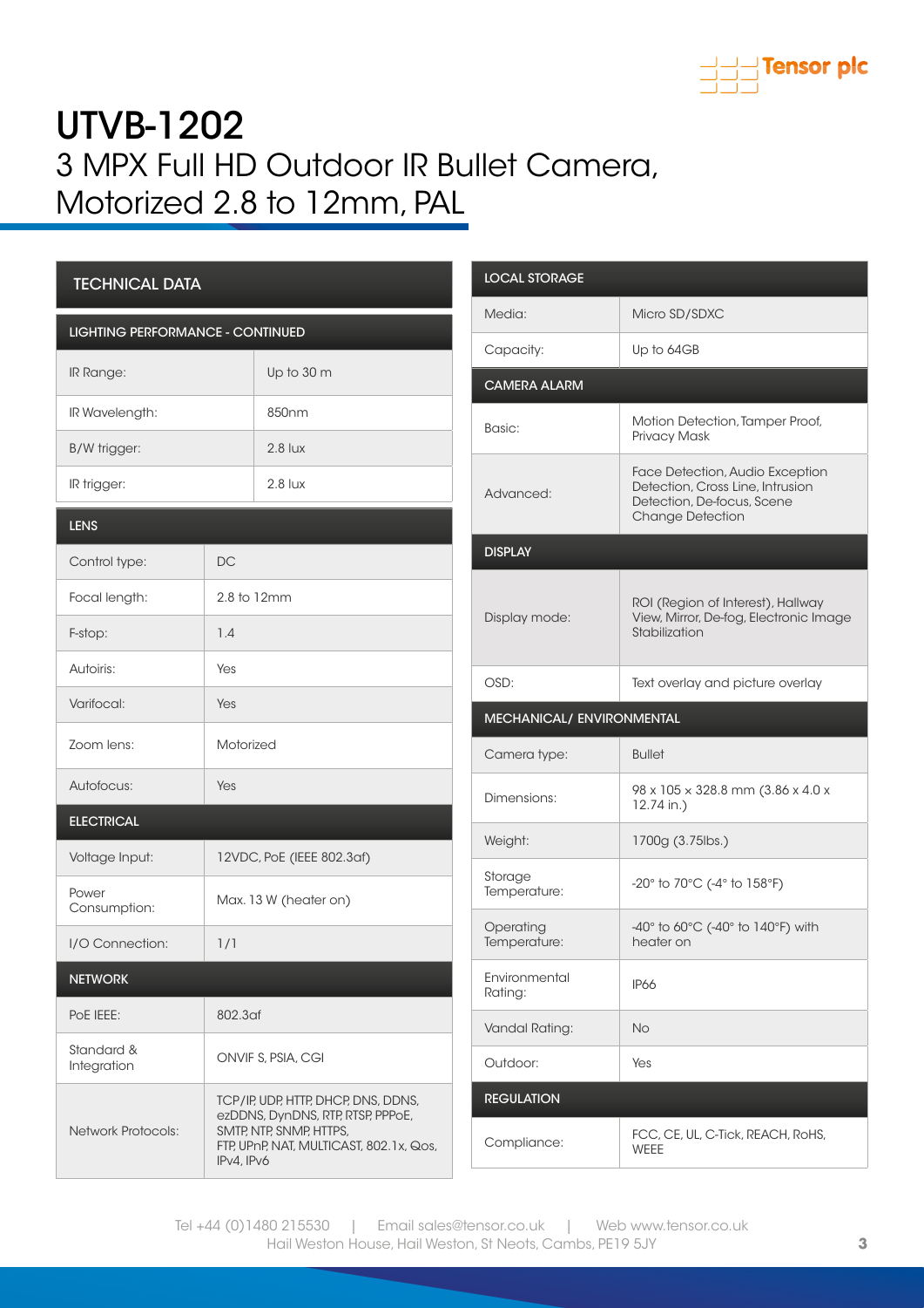# UTVB-1202

## 3 MPX Full HD Outdoor IR Bullet Camera, Motorized 2.8 to 12mm, PAL

### TECHNICAL DATA

| LIGHTING PERFORMANCE - CONTINUED | |
|---|---|
| IR Range: | Up to 30 m |
| IR Wavelength: | 850nm |
| B/W trigger: | 2.8 lux |
| IR trigger: | 2.8 lux |

| LENS | |
|---|---|
| Control type: | DC |
| Focal length: | 2.8 to 12mm |
| F-stop: | 1.4 |
| Autoiris: | Yes |
| Varifocal: | Yes |
| Zoom lens: | Motorized |
| Autofocus: | Yes |

| ELECTRICAL | |
|---|---|
| Voltage Input: | 12VDC, PoE (IEEE 802.3af) |
| Power Consumption: | Max. 13 W (heater on) |
| I/O Connection: | 1/1 |

| NETWORK | |
|---|---|
| PoE IEEE: | 802.3af |
| Standard & Integration | ONVIF S, PSIA, CGI |
| Network Protocols: | TCP/IP, UDP, HTTP, DHCP, DNS, DDNS, ezDDNS, DynDNS, RTP, RTSP, PPPoE, SMTP, NTP, SNMP, HTTPS, FTP, UPnP, NAT, MULTICAST, 802.1x, Qos, IPv4, IPv6 |

| LOCAL STORAGE | |
|---|---|
| Media: | Micro SD/SDXC |
| Capacity: | Up to 64GB |

| CAMERA ALARM | |
|---|---|
| Basic: | Motion Detection, Tamper Proof, Privacy Mask |
| Advanced: | Face Detection, Audio Exception Detection, Cross Line, Intrusion Detection, De-focus, Scene Change Detection |

| DISPLAY | |
|---|---|
| Display mode: | ROI (Region of Interest), Hallway View, Mirror, De-fog, Electronic Image Stabilization |
| OSD: | Text overlay and picture overlay |

| MECHANICAL/ ENVIRONMENTAL | |
|---|---|
| Camera type: | Bullet |
| Dimensions: | 98 x 105 x 328.8 mm (3.86 x 4.0 x 12.74 in.) |
| Weight: | 1700g (3.75lbs.) |
| Storage Temperature: | -20° to 70°C (-4° to 158°F) |
| Operating Temperature: | -40° to 60°C (-40° to 140°F) with heater on |
| Environmental Rating: | IP66 |
| Vandal Rating: | No |
| Outdoor: | Yes |

| REGULATION | |
|---|---|
| Compliance: | FCC, CE, UL, C-Tick, REACH, RoHS, WEEE |

Tel +44 (0)1480 215530 | Email sales@tensor.co.uk | Web www.tensor.co.uk
Hail Weston House, Hail Weston, St Neots, Cambs, PE19 5JY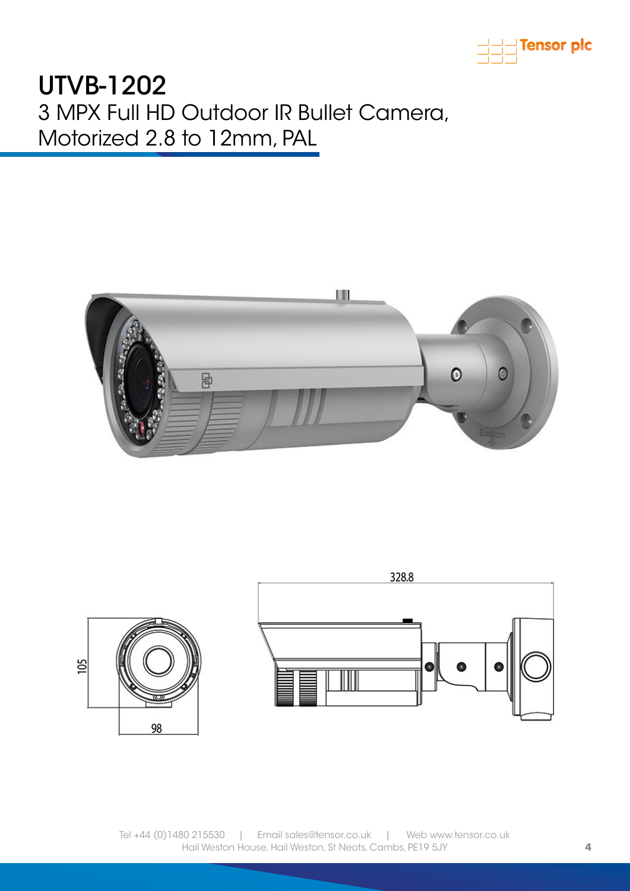# UTVB-1202

3 MPX Full HD Outdoor IR Bullet Camera, Motorized 2.8 to 12mm, PAL

328.8

105

98

Tel +44 (0)1480 215530 | Email sales@tensor.co.uk | Web www.tensor.co.uk
Hail Weston House, Hail Weston, St Neots, Cambs, PE19 5JY